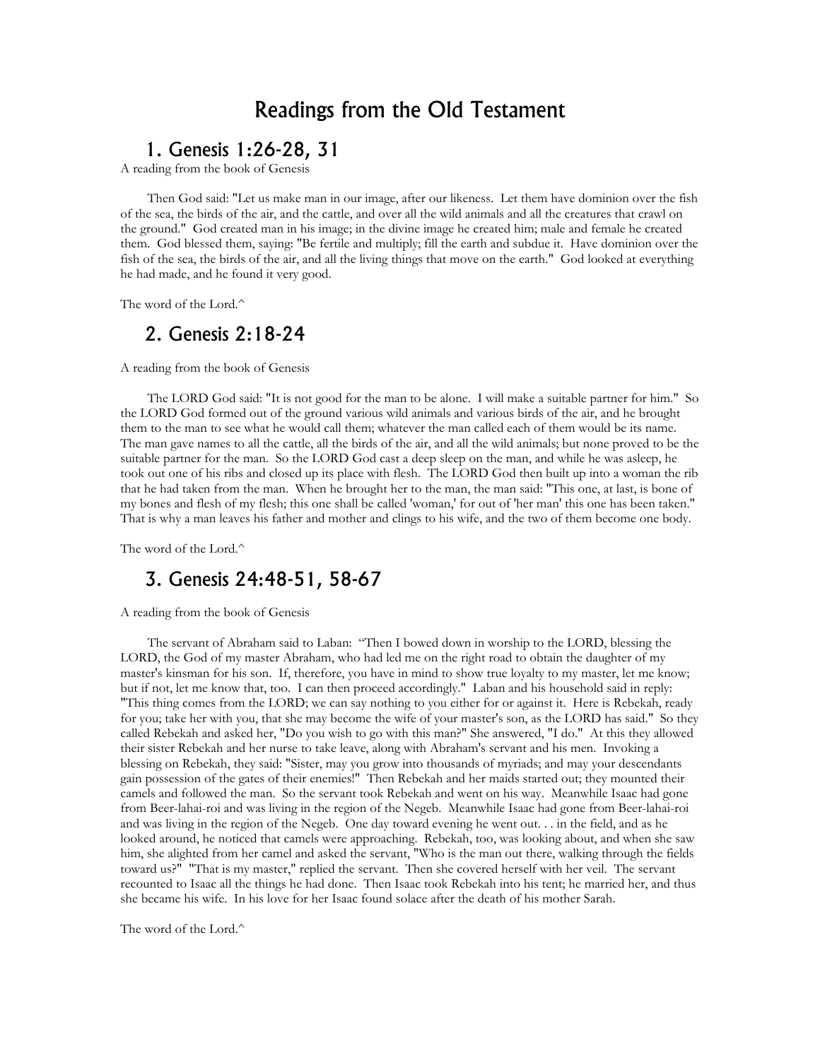# Readings from the Old Testament

## 1. Genesis 1:26-28, 31

A reading from the book of Genesis

Then God said: "Let us make man in our image, after our likeness. Let them have dominion over the fish of the sea, the birds of the air, and the cattle, and over all the wild animals and all the creatures that crawl on the ground." God created man in his image; in the divine image he created him; male and female he created them. God blessed them, saying: "Be fertile and multiply; fill the earth and subdue it. Have dominion over the fish of the sea, the birds of the air, and all the living things that move on the earth." God looked at everything he had made, and he found it very good.

The word of the Lord.^

## 2. Genesis 2:18-24

A reading from the book of Genesis

The LORD God said: "It is not good for the man to be alone. I will make a suitable partner for him." So the LORD God formed out of the ground various wild animals and various birds of the air, and he brought them to the man to see what he would call them; whatever the man called each of them would be its name. The man gave names to all the cattle, all the birds of the air, and all the wild animals; but none proved to be the suitable partner for the man. So the LORD God cast a deep sleep on the man, and while he was asleep, he took out one of his ribs and closed up its place with flesh. The LORD God then built up into a woman the rib that he had taken from the man. When he brought her to the man, the man said: "This one, at last, is bone of my bones and flesh of my flesh; this one shall be called 'woman,' for out of 'her man' this one has been taken." That is why a man leaves his father and mother and clings to his wife, and the two of them become one body.

The word of the Lord.^

## 3. Genesis 24:48-51, 58-67

A reading from the book of Genesis

The servant of Abraham said to Laban: "Then I bowed down in worship to the LORD, blessing the LORD, the God of my master Abraham, who had led me on the right road to obtain the daughter of my master's kinsman for his son. If, therefore, you have in mind to show true loyalty to my master, let me know; but if not, let me know that, too. I can then proceed accordingly." Laban and his household said in reply: "This thing comes from the LORD; we can say nothing to you either for or against it. Here is Rebekah, ready for you; take her with you, that she may become the wife of your master's son, as the LORD has said." So they called Rebekah and asked her, "Do you wish to go with this man?" She answered, "I do." At this they allowed their sister Rebekah and her nurse to take leave, along with Abraham's servant and his men. Invoking a blessing on Rebekah, they said: "Sister, may you grow into thousands of myriads; and may your descendants gain possession of the gates of their enemies!" Then Rebekah and her maids started out; they mounted their camels and followed the man. So the servant took Rebekah and went on his way. Meanwhile Isaac had gone from Beer-lahai-roi and was living in the region of the Negeb. Meanwhile Isaac had gone from Beer-lahai-roi and was living in the region of the Negeb. One day toward evening he went out. . . in the field, and as he looked around, he noticed that camels were approaching. Rebekah, too, was looking about, and when she saw him, she alighted from her camel and asked the servant, "Who is the man out there, walking through the fields toward us?" "That is my master," replied the servant. Then she covered herself with her veil. The servant recounted to Isaac all the things he had done. Then Isaac took Rebekah into his tent; he married her, and thus she became his wife. In his love for her Isaac found solace after the death of his mother Sarah.

The word of the Lord.^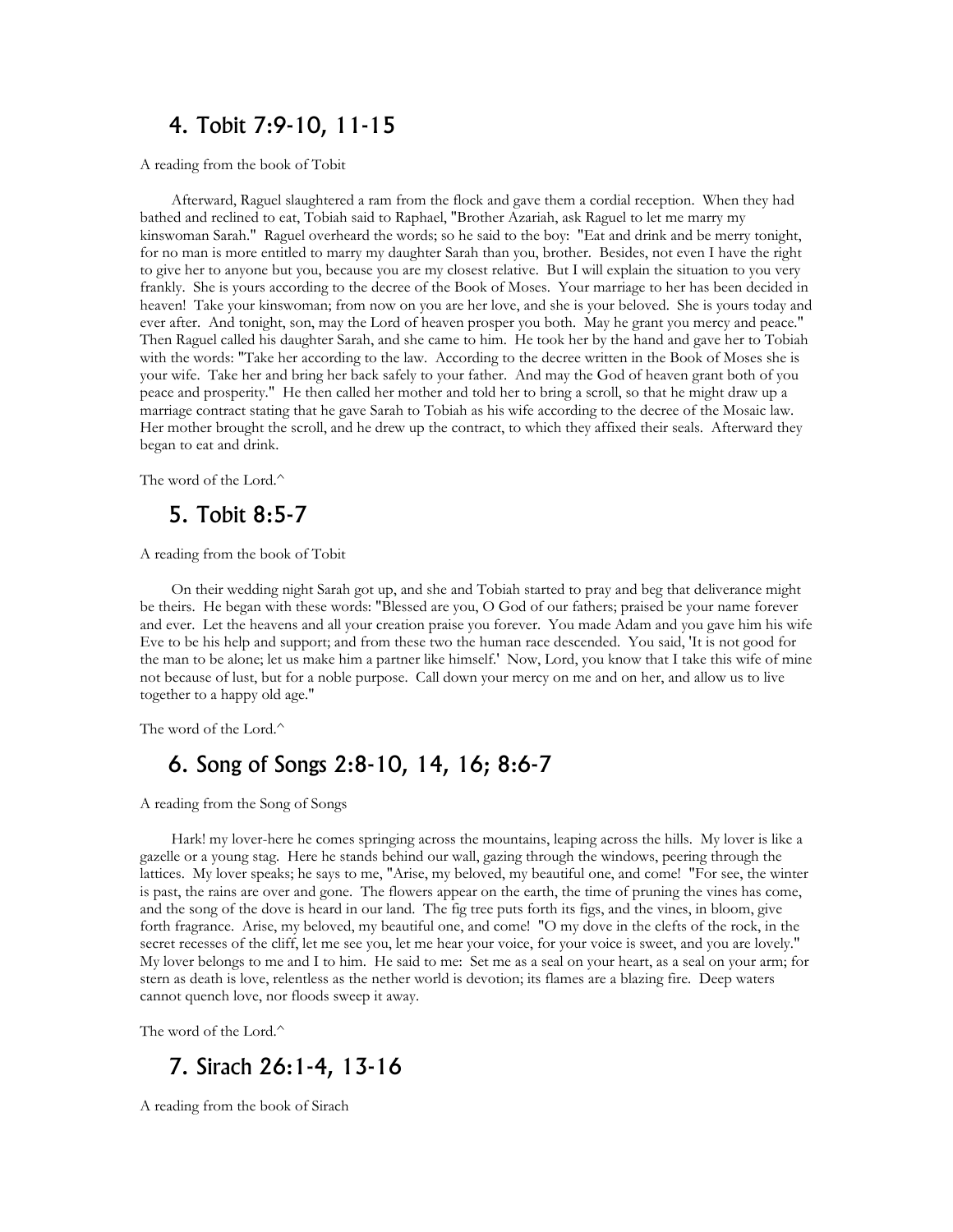## 4. Tobit 7:9-10, 11-15

A reading from the book of Tobit

Afterward, Raguel slaughtered a ram from the flock and gave them a cordial reception. When they had bathed and reclined to eat, Tobiah said to Raphael, "Brother Azariah, ask Raguel to let me marry my kinswoman Sarah." Raguel overheard the words; so he said to the boy: "Eat and drink and be merry tonight, for no man is more entitled to marry my daughter Sarah than you, brother. Besides, not even I have the right to give her to anyone but you, because you are my closest relative. But I will explain the situation to you very frankly. She is yours according to the decree of the Book of Moses. Your marriage to her has been decided in heaven! Take your kinswoman; from now on you are her love, and she is your beloved. She is yours today and ever after. And tonight, son, may the Lord of heaven prosper you both. May he grant you mercy and peace." Then Raguel called his daughter Sarah, and she came to him. He took her by the hand and gave her to Tobiah with the words: "Take her according to the law. According to the decree written in the Book of Moses she is your wife. Take her and bring her back safely to your father. And may the God of heaven grant both of you peace and prosperity." He then called her mother and told her to bring a scroll, so that he might draw up a marriage contract stating that he gave Sarah to Tobiah as his wife according to the decree of the Mosaic law. Her mother brought the scroll, and he drew up the contract, to which they affixed their seals. Afterward they began to eat and drink.

The word of the Lord.^

## 5. Tobit 8:5-7

A reading from the book of Tobit

On their wedding night Sarah got up, and she and Tobiah started to pray and beg that deliverance might be theirs. He began with these words: "Blessed are you, O God of our fathers; praised be your name forever and ever. Let the heavens and all your creation praise you forever. You made Adam and you gave him his wife Eve to be his help and support; and from these two the human race descended. You said, 'It is not good for the man to be alone; let us make him a partner like himself.' Now, Lord, you know that I take this wife of mine not because of lust, but for a noble purpose. Call down your mercy on me and on her, and allow us to live together to a happy old age."

The word of the Lord.^

## 6. Song of Songs 2:8-10, 14, 16; 8:6-7

A reading from the Song of Songs

Hark! my lover-here he comes springing across the mountains, leaping across the hills. My lover is like a gazelle or a young stag. Here he stands behind our wall, gazing through the windows, peering through the lattices. My lover speaks; he says to me, "Arise, my beloved, my beautiful one, and come! "For see, the winter is past, the rains are over and gone. The flowers appear on the earth, the time of pruning the vines has come, and the song of the dove is heard in our land. The fig tree puts forth its figs, and the vines, in bloom, give forth fragrance. Arise, my beloved, my beautiful one, and come! "O my dove in the clefts of the rock, in the secret recesses of the cliff, let me see you, let me hear your voice, for your voice is sweet, and you are lovely." My lover belongs to me and I to him. He said to me: Set me as a seal on your heart, as a seal on your arm; for stern as death is love, relentless as the nether world is devotion; its flames are a blazing fire. Deep waters cannot quench love, nor floods sweep it away.

The word of the Lord.^

## 7. Sirach 26:1-4, 13-16

A reading from the book of Sirach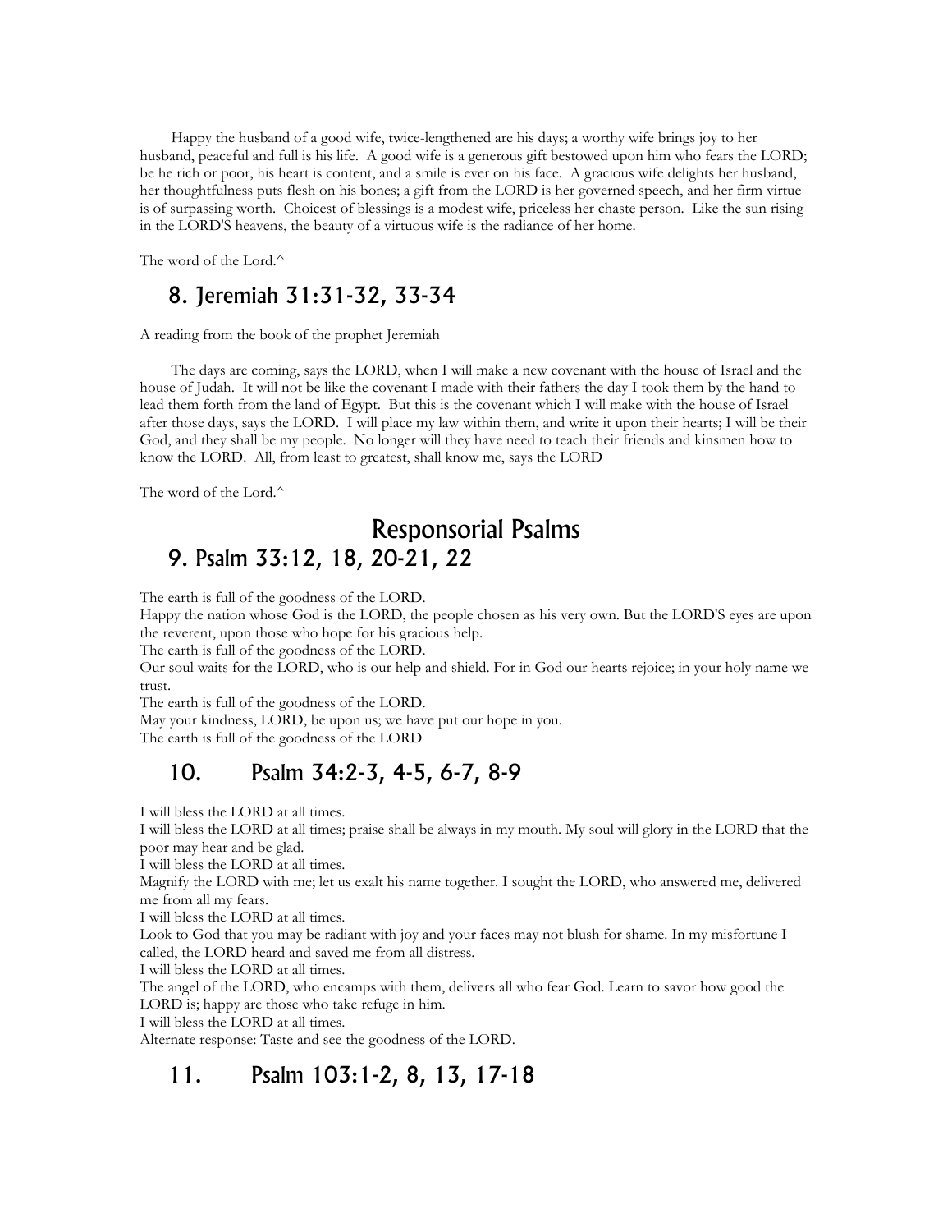Happy the husband of a good wife, twice-lengthened are his days; a worthy wife brings joy to her husband, peaceful and full is his life. A good wife is a generous gift bestowed upon him who fears the LORD; be he rich or poor, his heart is content, and a smile is ever on his face. A gracious wife delights her husband, her thoughtfulness puts flesh on his bones; a gift from the LORD is her governed speech, and her firm virtue is of surpassing worth. Choicest of blessings is a modest wife, priceless her chaste person. Like the sun rising in the LORD'S heavens, the beauty of a virtuous wife is the radiance of her home.

The word of the Lord.^

## 8. Jeremiah 31:31-32, 33-34

A reading from the book of the prophet Jeremiah

The days are coming, says the LORD, when I will make a new covenant with the house of Israel and the house of Judah. It will not be like the covenant I made with their fathers the day I took them by the hand to lead them forth from the land of Egypt. But this is the covenant which I will make with the house of Israel after those days, says the LORD. I will place my law within them, and write it upon their hearts; I will be their God, and they shall be my people. No longer will they have need to teach their friends and kinsmen how to know the LORD. All, from least to greatest, shall know me, says the LORD

The word of the Lord.^

# Responsorial Psalms

## 9. Psalm 33:12, 18, 20-21, 22

The earth is full of the goodness of the LORD.
Happy the nation whose God is the LORD, the people chosen as his very own. But the LORD'S eyes are upon the reverent, upon those who hope for his gracious help.
The earth is full of the goodness of the LORD.
Our soul waits for the LORD, who is our help and shield. For in God our hearts rejoice; in your holy name we trust.
The earth is full of the goodness of the LORD.
May your kindness, LORD, be upon us; we have put our hope in you.
The earth is full of the goodness of the LORD

## 10. Psalm 34:2-3, 4-5, 6-7, 8-9

I will bless the LORD at all times.
I will bless the LORD at all times; praise shall be always in my mouth. My soul will glory in the LORD that the poor may hear and be glad.
I will bless the LORD at all times.
Magnify the LORD with me; let us exalt his name together. I sought the LORD, who answered me, delivered me from all my fears.
I will bless the LORD at all times.
Look to God that you may be radiant with joy and your faces may not blush for shame. In my misfortune I called, the LORD heard and saved me from all distress.
I will bless the LORD at all times.
The angel of the LORD, who encamps with them, delivers all who fear God. Learn to savor how good the LORD is; happy are those who take refuge in him.
I will bless the LORD at all times.
Alternate response: Taste and see the goodness of the LORD.

## 11. Psalm 103:1-2, 8, 13, 17-18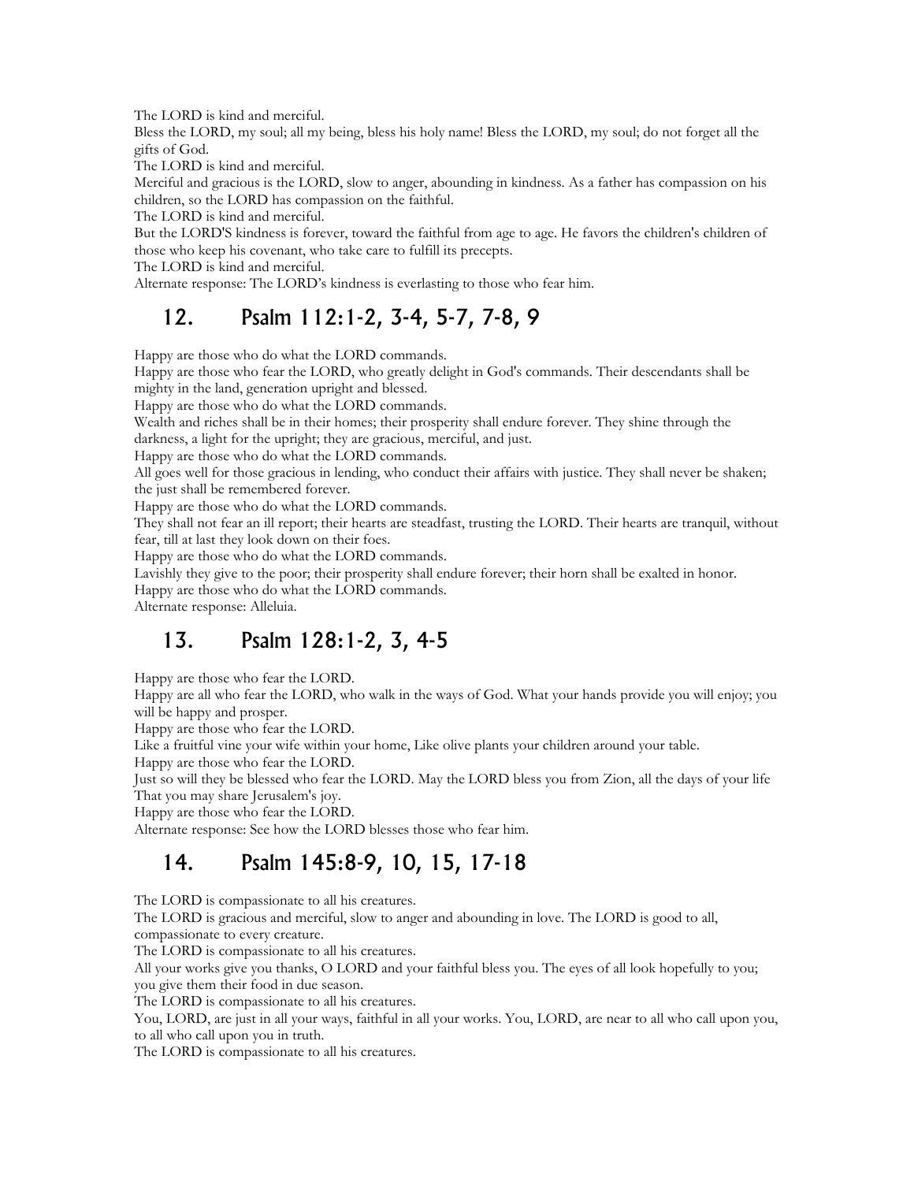The LORD is kind and merciful.

Bless the LORD, my soul; all my being, bless his holy name! Bless the LORD, my soul; do not forget all the gifts of God.

The LORD is kind and merciful.

Merciful and gracious is the LORD, slow to anger, abounding in kindness. As a father has compassion on his children, so the LORD has compassion on the faithful.

The LORD is kind and merciful.

But the LORD'S kindness is forever, toward the faithful from age to age. He favors the children's children of those who keep his covenant, who take care to fulfill its precepts.

The LORD is kind and merciful.

Alternate response: The LORD's kindness is everlasting to those who fear him.

## 12. Psalm 112:1-2, 3-4, 5-7, 7-8, 9

Happy are those who do what the LORD commands.

Happy are those who fear the LORD, who greatly delight in God's commands. Their descendants shall be mighty in the land, generation upright and blessed.

Happy are those who do what the LORD commands.

Wealth and riches shall be in their homes; their prosperity shall endure forever. They shine through the darkness, a light for the upright; they are gracious, merciful, and just.

Happy are those who do what the LORD commands.

All goes well for those gracious in lending, who conduct their affairs with justice. They shall never be shaken; the just shall be remembered forever.

Happy are those who do what the LORD commands.

They shall not fear an ill report; their hearts are steadfast, trusting the LORD. Their hearts are tranquil, without fear, till at last they look down on their foes.

Happy are those who do what the LORD commands.

Lavishly they give to the poor; their prosperity shall endure forever; their horn shall be exalted in honor.

Happy are those who do what the LORD commands.

Alternate response: Alleluia.

## 13. Psalm 128:1-2, 3, 4-5

Happy are those who fear the LORD.

Happy are all who fear the LORD, who walk in the ways of God. What your hands provide you will enjoy; you will be happy and prosper.

Happy are those who fear the LORD.

Like a fruitful vine your wife within your home, Like olive plants your children around your table.

Happy are those who fear the LORD.

Just so will they be blessed who fear the LORD. May the LORD bless you from Zion, all the days of your life That you may share Jerusalem's joy.

Happy are those who fear the LORD.

Alternate response: See how the LORD blesses those who fear him.

## 14. Psalm 145:8-9, 10, 15, 17-18

The LORD is compassionate to all his creatures.

The LORD is gracious and merciful, slow to anger and abounding in love. The LORD is good to all, compassionate to every creature.

The LORD is compassionate to all his creatures.

All your works give you thanks, O LORD and your faithful bless you. The eyes of all look hopefully to you; you give them their food in due season.

The LORD is compassionate to all his creatures.

You, LORD, are just in all your ways, faithful in all your works. You, LORD, are near to all who call upon you, to all who call upon you in truth.

The LORD is compassionate to all his creatures.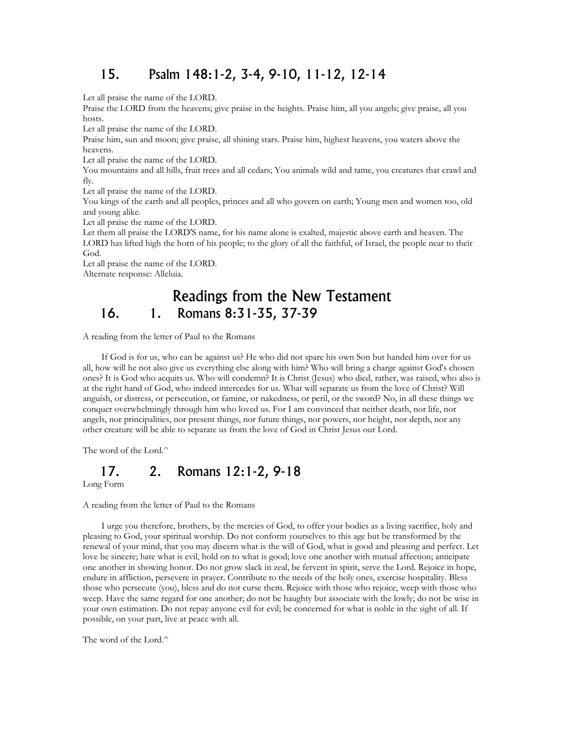## 15. Psalm 148:1-2, 3-4, 9-10, 11-12, 12-14

Let all praise the name of the LORD.
Praise the LORD from the heavens; give praise in the heights. Praise him, all you angels; give praise, all you hosts.
Let all praise the name of the LORD.
Praise him, sun and moon; give praise, all shining stars. Praise him, highest heavens, you waters above the heavens.
Let all praise the name of the LORD.
You mountains and all hills, fruit trees and all cedars; You animals wild and tame, you creatures that crawl and fly.
Let all praise the name of the LORD.
You kings of the earth and all peoples, princes and all who govern on earth; Young men and women too, old and young alike.
Let all praise the name of the LORD.
Let them all praise the LORD'S name, for his name alone is exalted, majestic above earth and heaven. The LORD has lifted high the horn of his people; to the glory of all the faithful, of Israel, the people near to their God.
Let all praise the name of the LORD.
Alternate response: Alleluia.

# Readings from the New Testament

## 16. 1. Romans 8:31-35, 37-39

A reading from the letter of Paul to the Romans

If God is for us, who can be against us? He who did not spare his own Son but handed him over for us all, how will he not also give us everything else along with him? Who will bring a charge against God's chosen ones? It is God who acquits us. Who will condemn? It is Christ (Jesus) who died, rather, was raised, who also is at the right hand of God, who indeed intercedes for us. What will separate us from the love of Christ? Will anguish, or distress, or persecution, or famine, or nakedness, or peril, or the sword? No, in all these things we conquer overwhelmingly through him who loved us. For I am convinced that neither death, nor life, nor angels, nor principalities, nor present things, nor future things, nor powers, nor height, nor depth, nor any other creature will be able to separate us from the love of God in Christ Jesus our Lord.

The word of the Lord.^

## 17. 2. Romans 12:1-2, 9-18

Long Form

A reading from the letter of Paul to the Romans

I urge you therefore, brothers, by the mercies of God, to offer your bodies as a living sacrifice, holy and pleasing to God, your spiritual worship. Do not conform yourselves to this age but be transformed by the renewal of your mind, that you may discern what is the will of God, what is good and pleasing and perfect. Let love be sincere; hate what is evil, hold on to what is good; love one another with mutual affection; anticipate one another in showing honor. Do not grow slack in zeal, be fervent in spirit, serve the Lord. Rejoice in hope, endure in affliction, persevere in prayer. Contribute to the needs of the holy ones, exercise hospitality. Bless those who persecute (you), bless and do not curse them. Rejoice with those who rejoice, weep with those who weep. Have the same regard for one another; do not be haughty but associate with the lowly; do not be wise in your own estimation. Do not repay anyone evil for evil; be concerned for what is noble in the sight of all. If possible, on your part, live at peace with all.

The word of the Lord.^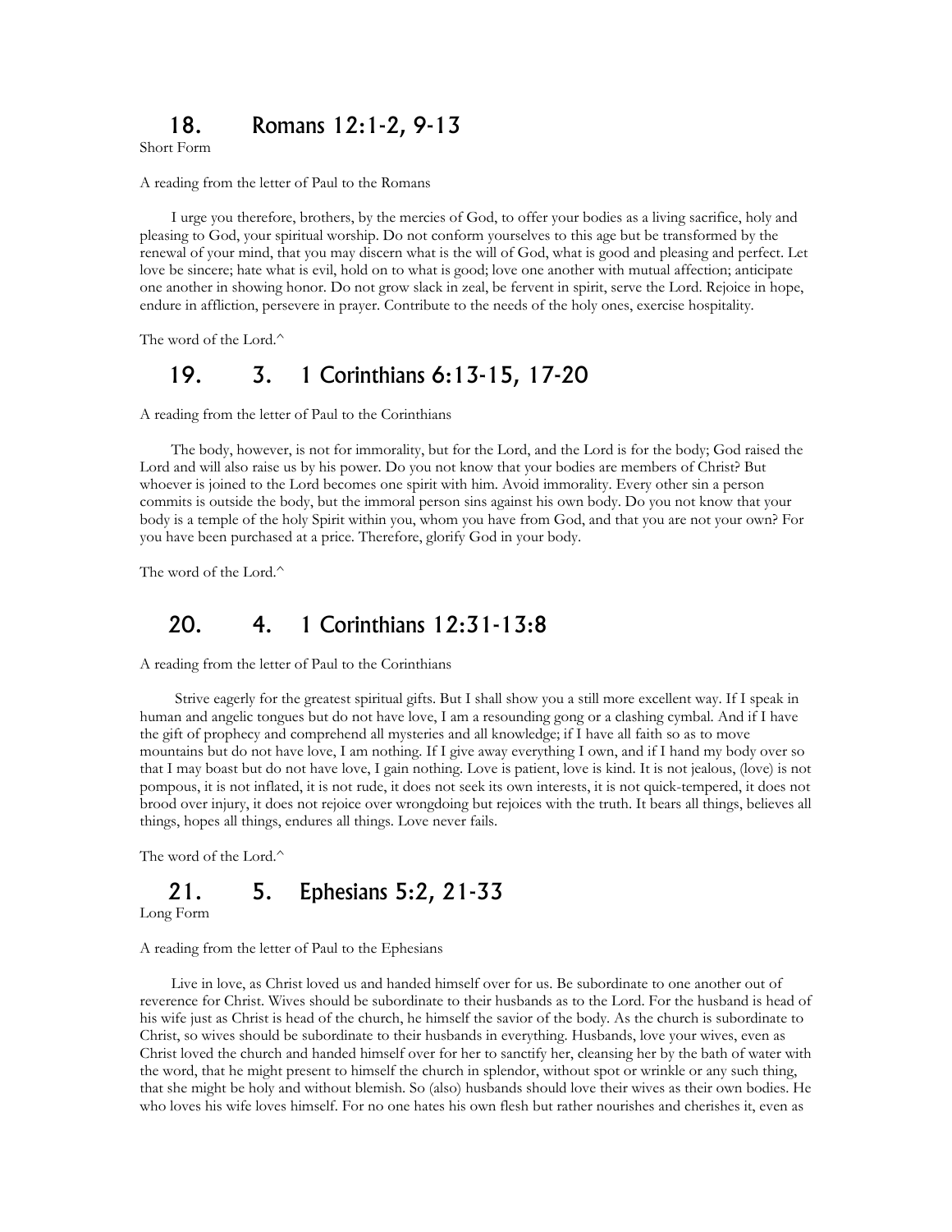## 18. Romans 12:1-2, 9-13

Short Form

A reading from the letter of Paul to the Romans

I urge you therefore, brothers, by the mercies of God, to offer your bodies as a living sacrifice, holy and pleasing to God, your spiritual worship. Do not conform yourselves to this age but be transformed by the renewal of your mind, that you may discern what is the will of God, what is good and pleasing and perfect. Let love be sincere; hate what is evil, hold on to what is good; love one another with mutual affection; anticipate one another in showing honor. Do not grow slack in zeal, be fervent in spirit, serve the Lord. Rejoice in hope, endure in affliction, persevere in prayer. Contribute to the needs of the holy ones, exercise hospitality.

The word of the Lord.^

## 19. 3. 1 Corinthians 6:13-15, 17-20

A reading from the letter of Paul to the Corinthians

The body, however, is not for immorality, but for the Lord, and the Lord is for the body; God raised the Lord and will also raise us by his power. Do you not know that your bodies are members of Christ? But whoever is joined to the Lord becomes one spirit with him. Avoid immorality. Every other sin a person commits is outside the body, but the immoral person sins against his own body. Do you not know that your body is a temple of the holy Spirit within you, whom you have from God, and that you are not your own? For you have been purchased at a price. Therefore, glorify God in your body.

The word of the Lord.^

## 20. 4. 1 Corinthians 12:31-13:8

A reading from the letter of Paul to the Corinthians

Strive eagerly for the greatest spiritual gifts. But I shall show you a still more excellent way. If I speak in human and angelic tongues but do not have love, I am a resounding gong or a clashing cymbal. And if I have the gift of prophecy and comprehend all mysteries and all knowledge; if I have all faith so as to move mountains but do not have love, I am nothing. If I give away everything I own, and if I hand my body over so that I may boast but do not have love, I gain nothing. Love is patient, love is kind. It is not jealous, (love) is not pompous, it is not inflated, it is not rude, it does not seek its own interests, it is not quick-tempered, it does not brood over injury, it does not rejoice over wrongdoing but rejoices with the truth. It bears all things, believes all things, hopes all things, endures all things. Love never fails.

The word of the Lord.^

## 21. 5. Ephesians 5:2, 21-33

Long Form

A reading from the letter of Paul to the Ephesians

Live in love, as Christ loved us and handed himself over for us. Be subordinate to one another out of reverence for Christ. Wives should be subordinate to their husbands as to the Lord. For the husband is head of his wife just as Christ is head of the church, he himself the savior of the body. As the church is subordinate to Christ, so wives should be subordinate to their husbands in everything. Husbands, love your wives, even as Christ loved the church and handed himself over for her to sanctify her, cleansing her by the bath of water with the word, that he might present to himself the church in splendor, without spot or wrinkle or any such thing, that she might be holy and without blemish. So (also) husbands should love their wives as their own bodies. He who loves his wife loves himself. For no one hates his own flesh but rather nourishes and cherishes it, even as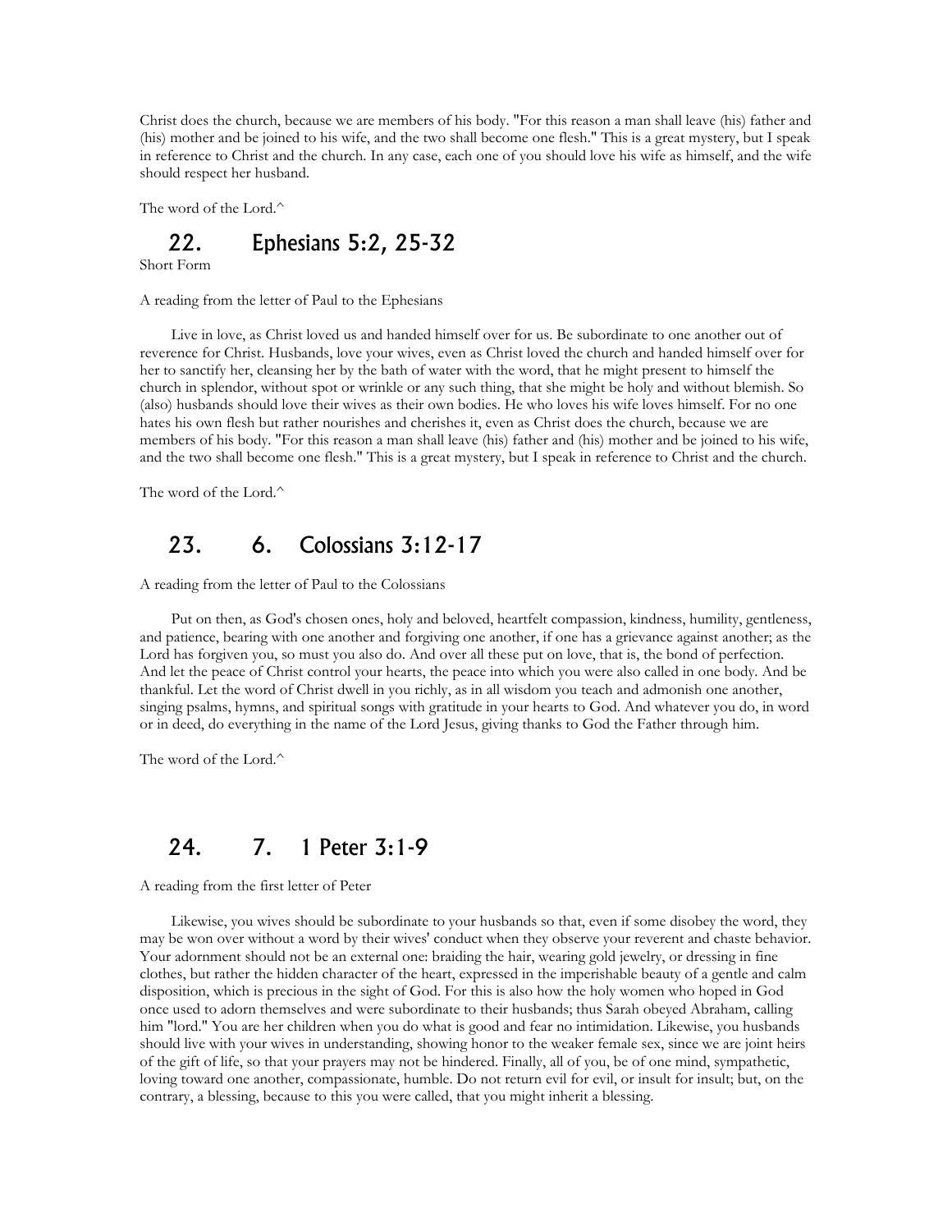Christ does the church, because we are members of his body. "For this reason a man shall leave (his) father and (his) mother and be joined to his wife, and the two shall become one flesh." This is a great mystery, but I speak in reference to Christ and the church. In any case, each one of you should love his wife as himself, and the wife should respect her husband.

The word of the Lord.^

## 22. Ephesians 5:2, 25-32

Short Form

A reading from the letter of Paul to the Ephesians

Live in love, as Christ loved us and handed himself over for us. Be subordinate to one another out of reverence for Christ. Husbands, love your wives, even as Christ loved the church and handed himself over for her to sanctify her, cleansing her by the bath of water with the word, that he might present to himself the church in splendor, without spot or wrinkle or any such thing, that she might be holy and without blemish. So (also) husbands should love their wives as their own bodies. He who loves his wife loves himself. For no one hates his own flesh but rather nourishes and cherishes it, even as Christ does the church, because we are members of his body. "For this reason a man shall leave (his) father and (his) mother and be joined to his wife, and the two shall become one flesh." This is a great mystery, but I speak in reference to Christ and the church.

The word of the Lord.^

## 23. 6. Colossians 3:12-17

A reading from the letter of Paul to the Colossians

Put on then, as God's chosen ones, holy and beloved, heartfelt compassion, kindness, humility, gentleness, and patience, bearing with one another and forgiving one another, if one has a grievance against another; as the Lord has forgiven you, so must you also do. And over all these put on love, that is, the bond of perfection. And let the peace of Christ control your hearts, the peace into which you were also called in one body. And be thankful. Let the word of Christ dwell in you richly, as in all wisdom you teach and admonish one another, singing psalms, hymns, and spiritual songs with gratitude in your hearts to God. And whatever you do, in word or in deed, do everything in the name of the Lord Jesus, giving thanks to God the Father through him.

The word of the Lord.^

## 24. 7. 1 Peter 3:1-9

A reading from the first letter of Peter

Likewise, you wives should be subordinate to your husbands so that, even if some disobey the word, they may be won over without a word by their wives' conduct when they observe your reverent and chaste behavior. Your adornment should not be an external one: braiding the hair, wearing gold jewelry, or dressing in fine clothes, but rather the hidden character of the heart, expressed in the imperishable beauty of a gentle and calm disposition, which is precious in the sight of God. For this is also how the holy women who hoped in God once used to adorn themselves and were subordinate to their husbands; thus Sarah obeyed Abraham, calling him "lord." You are her children when you do what is good and fear no intimidation. Likewise, you husbands should live with your wives in understanding, showing honor to the weaker female sex, since we are joint heirs of the gift of life, so that your prayers may not be hindered. Finally, all of you, be of one mind, sympathetic, loving toward one another, compassionate, humble. Do not return evil for evil, or insult for insult; but, on the contrary, a blessing, because to this you were called, that you might inherit a blessing.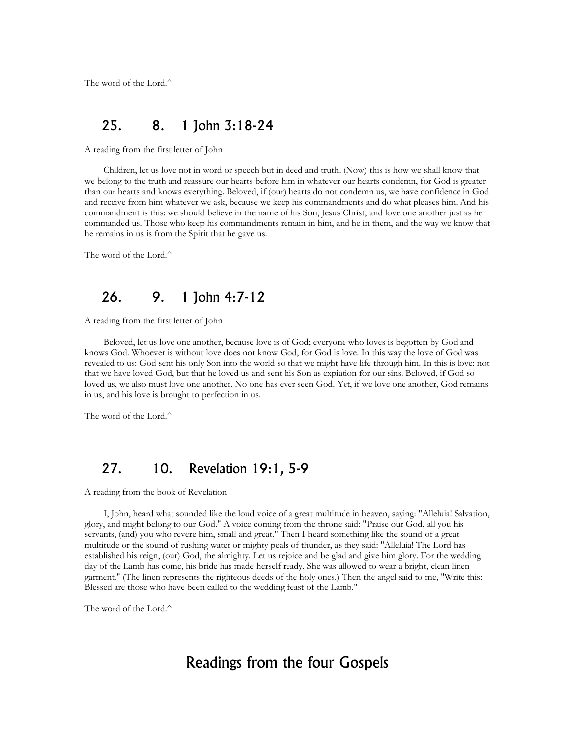The word of the Lord.^

## 25. 8. 1 John 3:18-24

A reading from the first letter of John

Children, let us love not in word or speech but in deed and truth. (Now) this is how we shall know that we belong to the truth and reassure our hearts before him in whatever our hearts condemn, for God is greater than our hearts and knows everything. Beloved, if (our) hearts do not condemn us, we have confidence in God and receive from him whatever we ask, because we keep his commandments and do what pleases him. And his commandment is this: we should believe in the name of his Son, Jesus Christ, and love one another just as he commanded us. Those who keep his commandments remain in him, and he in them, and the way we know that he remains in us is from the Spirit that he gave us.

The word of the Lord.^

## 26. 9. 1 John 4:7-12

A reading from the first letter of John

Beloved, let us love one another, because love is of God; everyone who loves is begotten by God and knows God. Whoever is without love does not know God, for God is love. In this way the love of God was revealed to us: God sent his only Son into the world so that we might have life through him. In this is love: not that we have loved God, but that he loved us and sent his Son as expiation for our sins. Beloved, if God so loved us, we also must love one another. No one has ever seen God. Yet, if we love one another, God remains in us, and his love is brought to perfection in us.

The word of the Lord.^

## 27. 10. Revelation 19:1, 5-9

A reading from the book of Revelation

I, John, heard what sounded like the loud voice of a great multitude in heaven, saying: "Alleluia! Salvation, glory, and might belong to our God." A voice coming from the throne said: "Praise our God, all you his servants, (and) you who revere him, small and great." Then I heard something like the sound of a great multitude or the sound of rushing water or mighty peals of thunder, as they said: "Alleluia! The Lord has established his reign, (our) God, the almighty. Let us rejoice and be glad and give him glory. For the wedding day of the Lamb has come, his bride has made herself ready. She was allowed to wear a bright, clean linen garment." (The linen represents the righteous deeds of the holy ones.) Then the angel said to me, "Write this: Blessed are those who have been called to the wedding feast of the Lamb."

The word of the Lord.^

# Readings from the four Gospels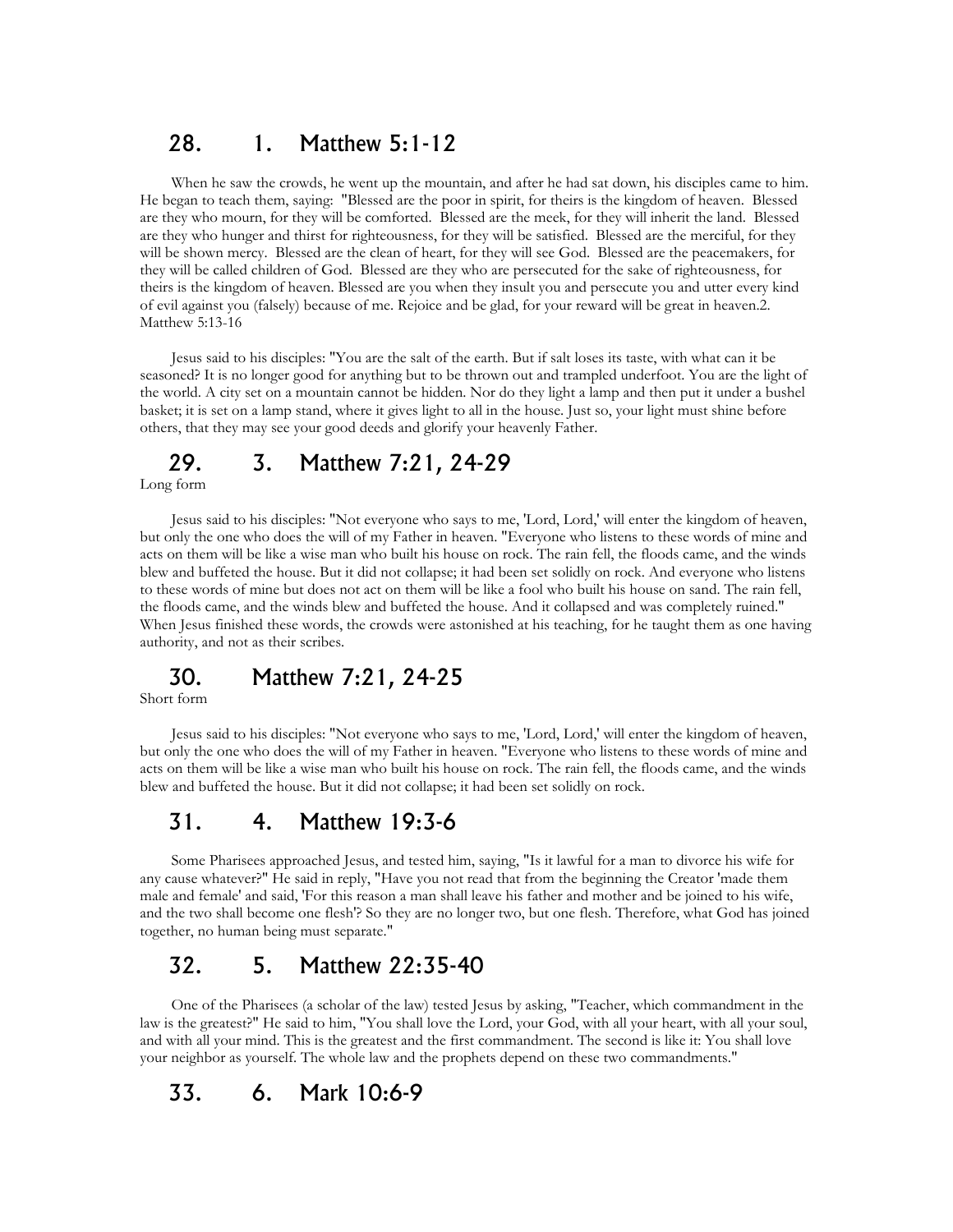## 28. 1. Matthew 5:1-12

When he saw the crowds, he went up the mountain, and after he had sat down, his disciples came to him. He began to teach them, saying: "Blessed are the poor in spirit, for theirs is the kingdom of heaven. Blessed are they who mourn, for they will be comforted. Blessed are the meek, for they will inherit the land. Blessed are they who hunger and thirst for righteousness, for they will be satisfied. Blessed are the merciful, for they will be shown mercy. Blessed are the clean of heart, for they will see God. Blessed are the peacemakers, for they will be called children of God. Blessed are they who are persecuted for the sake of righteousness, for theirs is the kingdom of heaven. Blessed are you when they insult you and persecute you and utter every kind of evil against you (falsely) because of me. Rejoice and be glad, for your reward will be great in heaven.2. Matthew 5:13-16

Jesus said to his disciples: "You are the salt of the earth. But if salt loses its taste, with what can it be seasoned? It is no longer good for anything but to be thrown out and trampled underfoot. You are the light of the world. A city set on a mountain cannot be hidden. Nor do they light a lamp and then put it under a bushel basket; it is set on a lamp stand, where it gives light to all in the house. Just so, your light must shine before others, that they may see your good deeds and glorify your heavenly Father.

## 29. 3. Matthew 7:21, 24-29

Long form

Jesus said to his disciples: "Not everyone who says to me, 'Lord, Lord,' will enter the kingdom of heaven, but only the one who does the will of my Father in heaven. "Everyone who listens to these words of mine and acts on them will be like a wise man who built his house on rock. The rain fell, the floods came, and the winds blew and buffeted the house. But it did not collapse; it had been set solidly on rock. And everyone who listens to these words of mine but does not act on them will be like a fool who built his house on sand. The rain fell, the floods came, and the winds blew and buffeted the house. And it collapsed and was completely ruined." When Jesus finished these words, the crowds were astonished at his teaching, for he taught them as one having authority, and not as their scribes.

## 30. Matthew 7:21, 24-25

Short form

Jesus said to his disciples: "Not everyone who says to me, 'Lord, Lord,' will enter the kingdom of heaven, but only the one who does the will of my Father in heaven. "Everyone who listens to these words of mine and acts on them will be like a wise man who built his house on rock. The rain fell, the floods came, and the winds blew and buffeted the house. But it did not collapse; it had been set solidly on rock.

## 31. 4. Matthew 19:3-6

Some Pharisees approached Jesus, and tested him, saying, "Is it lawful for a man to divorce his wife for any cause whatever?" He said in reply, "Have you not read that from the beginning the Creator 'made them male and female' and said, 'For this reason a man shall leave his father and mother and be joined to his wife, and the two shall become one flesh'? So they are no longer two, but one flesh. Therefore, what God has joined together, no human being must separate."

## 32. 5. Matthew 22:35-40

One of the Pharisees (a scholar of the law) tested Jesus by asking, "Teacher, which commandment in the law is the greatest?" He said to him, "You shall love the Lord, your God, with all your heart, with all your soul, and with all your mind. This is the greatest and the first commandment. The second is like it: You shall love your neighbor as yourself. The whole law and the prophets depend on these two commandments."

## 33. 6. Mark 10:6-9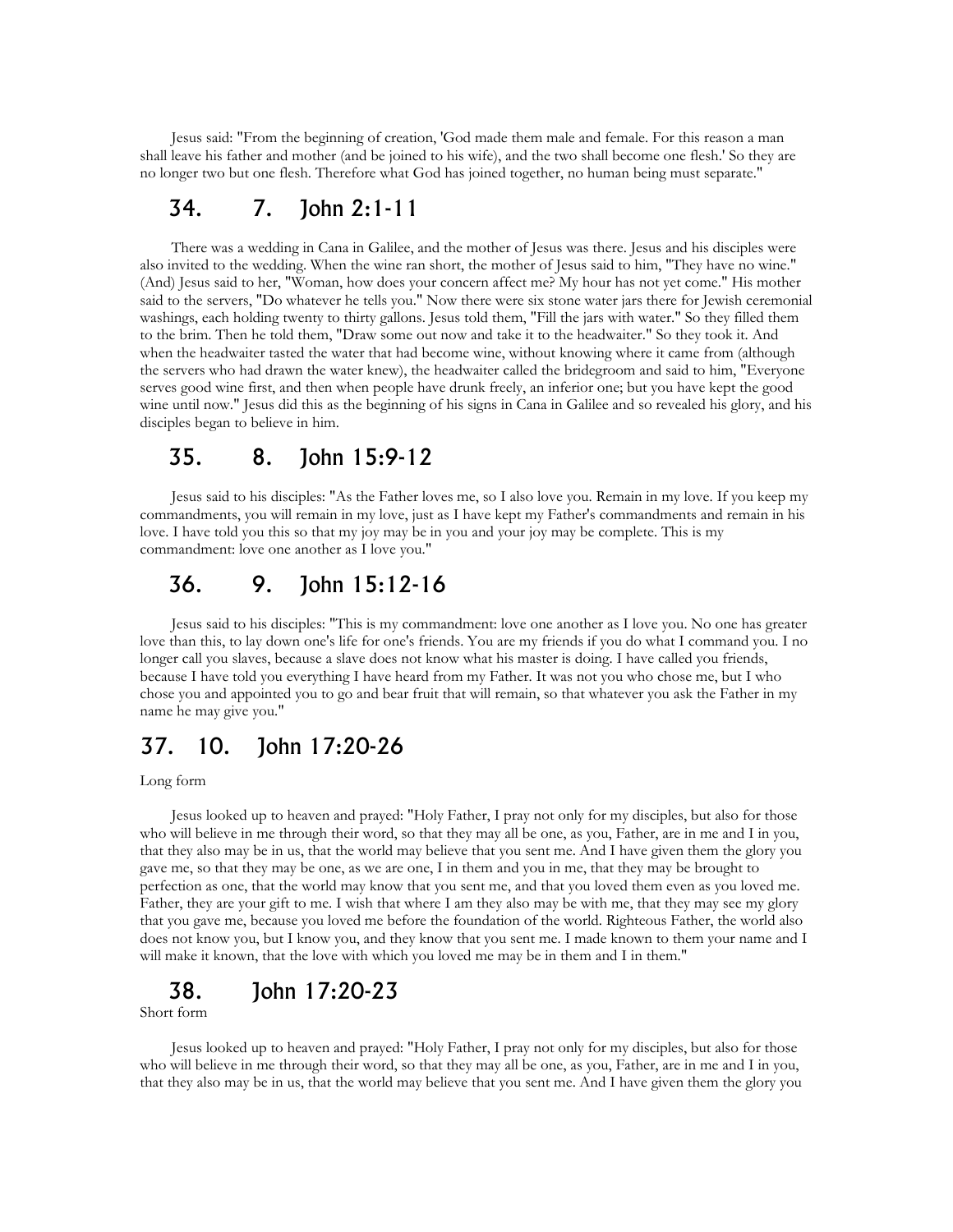Jesus said: "From the beginning of creation, 'God made them male and female. For this reason a man shall leave his father and mother (and be joined to his wife), and the two shall become one flesh.' So they are no longer two but one flesh. Therefore what God has joined together, no human being must separate."

## 34. 7. John 2:1-11

There was a wedding in Cana in Galilee, and the mother of Jesus was there. Jesus and his disciples were also invited to the wedding. When the wine ran short, the mother of Jesus said to him, "They have no wine." (And) Jesus said to her, "Woman, how does your concern affect me? My hour has not yet come." His mother said to the servers, "Do whatever he tells you." Now there were six stone water jars there for Jewish ceremonial washings, each holding twenty to thirty gallons. Jesus told them, "Fill the jars with water." So they filled them to the brim. Then he told them, "Draw some out now and take it to the headwaiter." So they took it. And when the headwaiter tasted the water that had become wine, without knowing where it came from (although the servers who had drawn the water knew), the headwaiter called the bridegroom and said to him, "Everyone serves good wine first, and then when people have drunk freely, an inferior one; but you have kept the good wine until now." Jesus did this as the beginning of his signs in Cana in Galilee and so revealed his glory, and his disciples began to believe in him.

## 35. 8. John 15:9-12

Jesus said to his disciples: "As the Father loves me, so I also love you. Remain in my love. If you keep my commandments, you will remain in my love, just as I have kept my Father's commandments and remain in his love. I have told you this so that my joy may be in you and your joy may be complete. This is my commandment: love one another as I love you."

## 36. 9. John 15:12-16

Jesus said to his disciples: "This is my commandment: love one another as I love you. No one has greater love than this, to lay down one's life for one's friends. You are my friends if you do what I command you. I no longer call you slaves, because a slave does not know what his master is doing. I have called you friends, because I have told you everything I have heard from my Father. It was not you who chose me, but I who chose you and appointed you to go and bear fruit that will remain, so that whatever you ask the Father in my name he may give you."

## 37. 10. John 17:20-26

Long form

Jesus looked up to heaven and prayed: "Holy Father, I pray not only for my disciples, but also for those who will believe in me through their word, so that they may all be one, as you, Father, are in me and I in you, that they also may be in us, that the world may believe that you sent me. And I have given them the glory you gave me, so that they may be one, as we are one, I in them and you in me, that they may be brought to perfection as one, that the world may know that you sent me, and that you loved them even as you loved me. Father, they are your gift to me. I wish that where I am they also may be with me, that they may see my glory that you gave me, because you loved me before the foundation of the world. Righteous Father, the world also does not know you, but I know you, and they know that you sent me. I made known to them your name and I will make it known, that the love with which you loved me may be in them and I in them."

## 38. John 17:20-23

Short form

Jesus looked up to heaven and prayed: "Holy Father, I pray not only for my disciples, but also for those who will believe in me through their word, so that they may all be one, as you, Father, are in me and I in you, that they also may be in us, that the world may believe that you sent me. And I have given them the glory you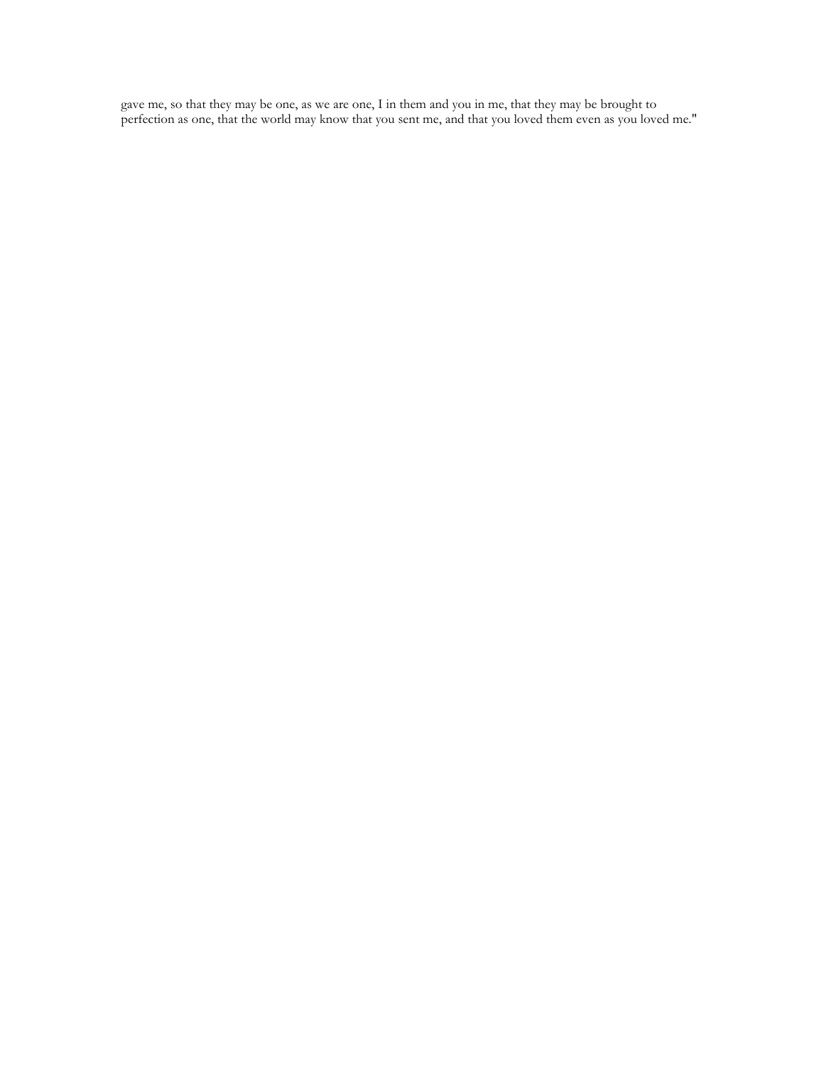gave me, so that they may be one, as we are one, I in them and you in me, that they may be brought to perfection as one, that the world may know that you sent me, and that you loved them even as you loved me."